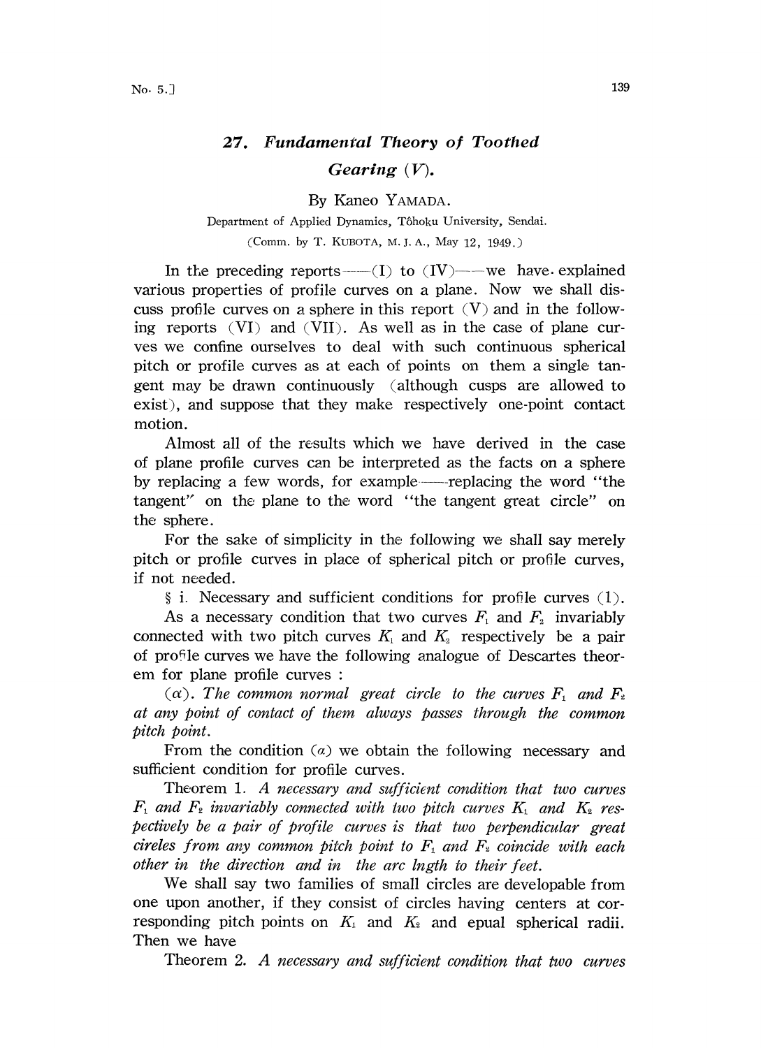# 27. *Fundamental Theory of Toothed Gearing (V).*

By Kaneo YAMADA.

Department of Applied Dynamics, Tôhoku University, Sendai.

(Comm. by T. KUBOTA, M. J. A., May 12, 1949.)

In the preceding reports—(I) to (IV)—we have explained various properties of profile curves on a plane. Now we shall discuss profile curves on a sphere in this report (V) and in the following reports (VI) and (VII). As well as in the case of plane curves we confine ourselves to deal with such continuous spherical pitch or profile curves as at each of points on them a single tangent may be drawn continuously (although cusps are allowed to exist), and suppose that they make respectively one-point contact motion.

Almost all of the results which we have derived in the case of plane profile curves can be interpreted as the facts on a sphere by replacing a few words, for example—replacing the word "the tangent" on the plane to the word "the tangent great circle" on the sphere.

For the sake of simplicity in the following we shall say merely pitch or profile curves in place of spherical pitch or profile curves, if not needed.

§ i. Necessary and sufficient conditions for profile curves (1).

As a necessary condition that two curves $F_1$ and $F_2$ invariably connected with two pitch curves $K_1$ and $K_2$ respectively be a pair of profile curves we have the following analogue of Descartes theorem for plane profile curves :

($\alpha$). *The common normal great circle to the curves $F_1$ and $F_2$ at any point of contact of them always passes through the common pitch point.*

From the condition ($\alpha$) we obtain the following necessary and sufficient condition for profile curves.

Theorem 1. *A necessary and sufficient condition that two curves $F_1$ and $F_2$ invariably connected with two pitch curves $K_1$ and $K_2$ respectively be a pair of profile curves is that two perpendicular great cireles from any common pitch point to $F_1$ and $F_2$ coincide with each other in the direction and in the arc lngth to their feet.*

We shall say two families of small circles are developable from one upon another, if they consist of circles having centers at corresponding pitch points on $K_1$ and $K_2$ and epual spherical radii. Then we have

Theorem 2. *A necessary and sufficient condition that two curves*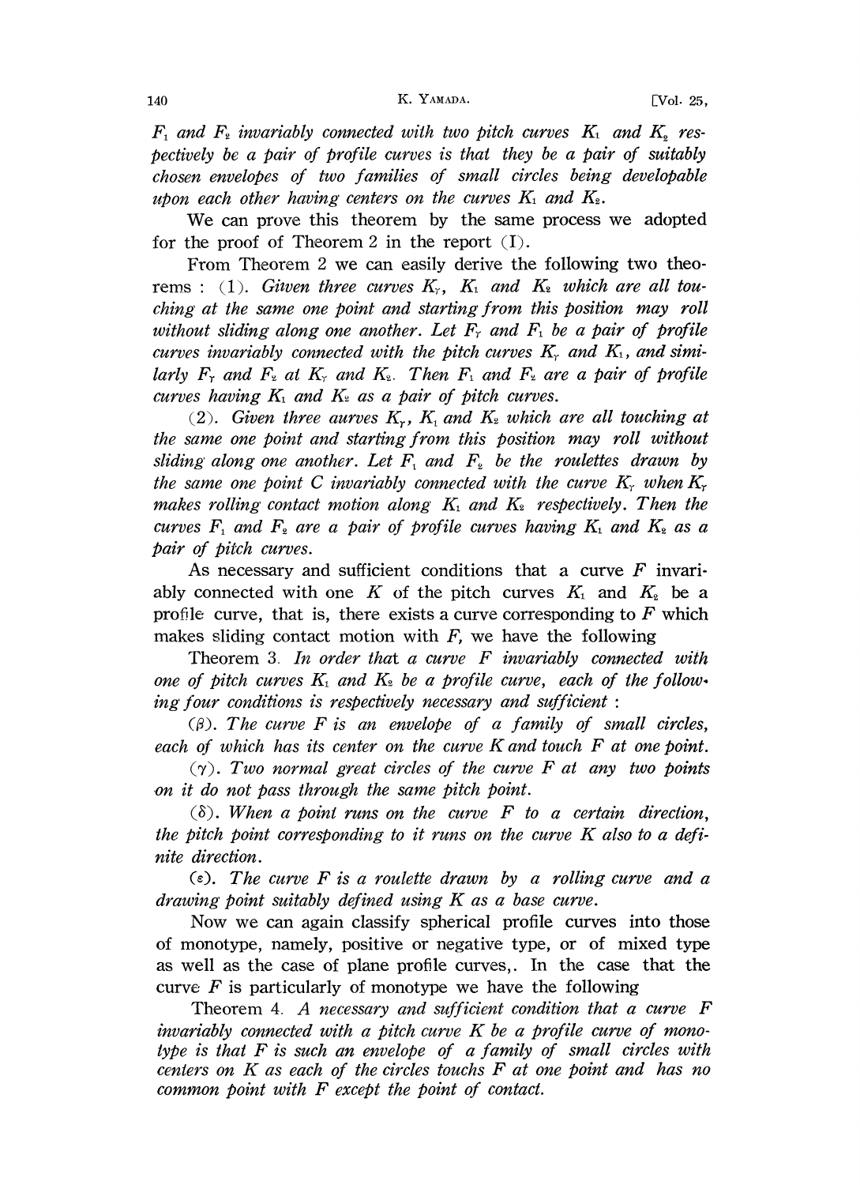*$F_1$ and $F_2$ invariably connected with two pitch curves $K_1$ and $K_2$ respectively be a pair of profile curves is that they be a pair of suitably chosen envelopes of two families of small circles being developable upon each other having centers on the curves $K_1$ and $K_2$.*

We can prove this theorem by the same process we adopted for the proof of Theorem 2 in the report (I).

From Theorem 2 we can easily derive the following two theorems : (1). *Given three curves $K_\gamma$, $K_1$ and $K_2$ which are all touching at the same one point and starting from this position may roll without sliding along one another. Let $F_\gamma$ and $F_1$ be a pair of profile curves invariably connected with the pitch curves $K_\gamma$ and $K_1$, and similarly $F_\gamma$ and $F_2$ at $K_\gamma$ and $K_2$. Then $F_1$ and $F_2$ are a pair of profile curves having $K_1$ and $K_2$ as a pair of pitch curves.*

(2). *Given three aurves $K_\gamma$, $K_1$ and $K_2$ which are all touching at the same one point and starting from this position may roll without sliding along one another. Let $F_1$ and $F_2$ be the roulettes drawn by the same one point C invariably connected with the curve $K_\gamma$ when $K_\gamma$ makes rolling contact motion along $K_1$ and $K_2$ respectively. Then the curves $F_1$ and $F_2$ are a pair of profile curves having $K_1$ and $K_2$ as a pair of pitch curves.*

As necessary and sufficient conditions that a curve $F$ invariably connected with one $K$ of the pitch curves $K_1$ and $K_2$ be a profile curve, that is, there exists a curve corresponding to $F$ which makes sliding contact motion with $F$, we have the following

Theorem 3. *In order that a curve $F$ invariably connected with one of pitch curves $K_1$ and $K_2$ be a profile curve, each of the following four conditions is respectively necessary and sufficient :*

($\beta$). *The curve $F$ is an envelope of a family of small circles, each of which has its center on the curve $K$ and touch $F$ at one point.*

($\gamma$). *Two normal great circles of the curve $F$ at any two points on it do not pass through the same pitch point.*

($\delta$). *When a point runs on the curve $F$ to a certain direction, the pitch point corresponding to it runs on the curve $K$ also to a definite direction.*

($\varepsilon$). *The curve $F$ is a roulette drawn by a rolling curve and a drawing point suitably defined using $K$ as a base curve.*

Now we can again classify spherical profile curves into those of monotype, namely, positive or negative type, or of mixed type as well as the case of plane profile curves,. In the case that the curve $F$ is particularly of monotype we have the following

Theorem 4. *A necessary and sufficient condition that a curve $F$ invariably connected with a pitch curve $K$ be a profile curve of monotype is that $F$ is such an envelope of a family of small circles with centers on $K$ as each of the circles touchs $F$ at one point and has no common point with $F$ except the point of contact.*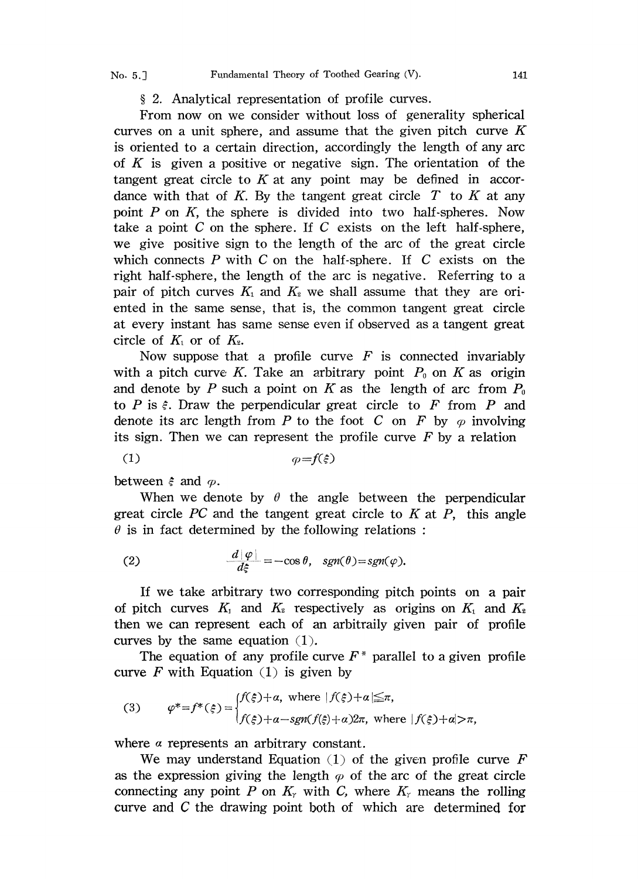§ 2. Analytical representation of profile curves.

From now on we consider without loss of generality spherical curves on a unit sphere, and assume that the given pitch curve $K$ is oriented to a certain direction, accordingly the length of any arc of $K$ is given a positive or negative sign. The orientation of the tangent great circle to $K$ at any point may be defined in accordance with that of $K$. By the tangent great circle $T$ to $K$ at any point $P$ on $K$, the sphere is divided into two half-spheres. Now take a point $C$ on the sphere. If $C$ exists on the left half-sphere, we give positive sign to the length of the arc of the great circle which connects $P$ with $C$ on the half-sphere. If $C$ exists on the right half-sphere, the length of the arc is negative. Referring to a pair of pitch curves $K_1$ and $K_2$ we shall assume that they are oriented in the same sense, that is, the common tangent great circle at every instant has same sense even if observed as a tangent great circle of $K_1$ or of $K_2$.

Now suppose that a profile curve $F$ is connected invariably with a pitch curve $K$. Take an arbitrary point $P_0$ on $K$ as origin and denote by $P$ such a point on $K$ as the length of arc from $P_0$ to $P$ is $\xi$. Draw the perpendicular great circle to $F$ from $P$ and denote its arc length from $P$ to the foot $C$ on $F$ by $\varphi$ involving its sign. Then we can represent the profile curve $F$ by a relation

$$(1) \qquad \varphi=f(\xi)$$

between $\xi$ and $\varphi$.

When we denote by $\theta$ the angle between the perpendicular great circle $PC$ and the tangent great circle to $K$ at $P$, this angle $\theta$ is in fact determined by the following relations :

$$(2) \qquad \frac{d|\varphi|}{d\xi}=-\cos\theta, \quad sgn(\theta)=sgn(\varphi).$$

If we take arbitrary two corresponding pitch points on a pair of pitch curves $K_1$ and $K_2$ respectively as origins on $K_1$ and $K_2$ then we can represent each of an arbitraily given pair of profile curves by the same equation (1).

The equation of any profile curve $F^*$ parallel to a given profile curve $F$ with Equation (1) is given by

$$(3) \qquad \varphi^*=f^*(\xi)=\begin{cases} f(\xi)+\alpha, & \text{where } |f(\xi)+\alpha|\leqq\pi, \\ f(\xi)+\alpha-sgn(f(\xi)+\alpha)2\pi, & \text{where } |f(\xi)+\alpha|>\pi, \end{cases}$$

where $\alpha$ represents an arbitrary constant.

We may understand Equation (1) of the given profile curve $F$ as the expression giving the length $\varphi$ of the arc of the great circle connecting any point $P$ on $K_\gamma$ with $C$, where $K_\gamma$ means the rolling curve and $C$ the drawing point both of which are determined for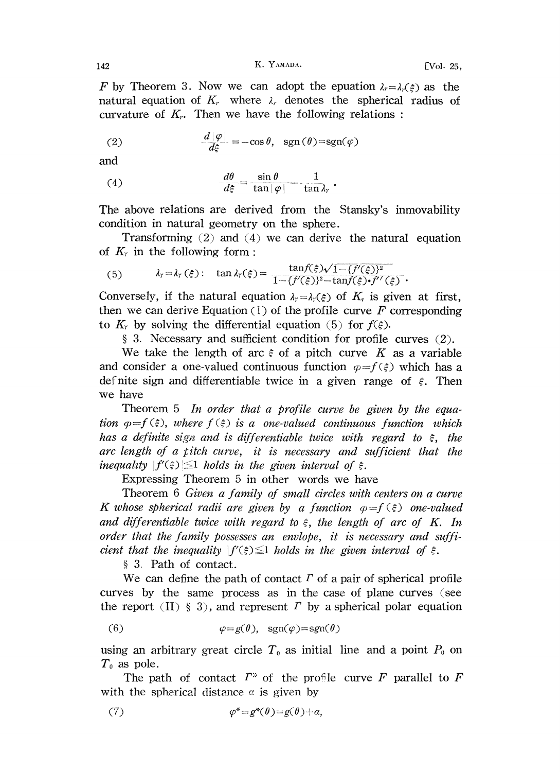$F$ by Theorem 3. Now we can adopt the epuation $\lambda_r=\lambda_r(\xi)$ as the natural equation of $K_r$ where $\lambda_r$ denotes the spherical radius of curvature of $K_r$. Then we have the following relations :

$$\text{(2)} \qquad \frac{d|\varphi|}{d\xi}=-\cos\theta, \quad \operatorname{sgn}(\theta)=\operatorname{sgn}(\varphi)$$

and

$$\text{(4)} \qquad \frac{d\theta}{d\xi}=\frac{\sin\theta}{\tan|\varphi|}-\frac{1}{\tan\lambda_r}\,.$$

The above relations are derived from the Stansky's inmovability condition in natural geometry on the sphere.

Transforming (2) and (4) we can derive the natural equation of $K_r$ in the following form :

$$\text{(5)} \qquad \lambda_r=\lambda_r(\xi): \quad \tan\lambda_r(\xi)=\frac{\tan f(\xi)\sqrt{1-\{f'(\xi)\}^2}}{1-\{f'(\xi)\}^2-\tan f(\xi)\cdot f''(\xi)}\,.$$

Conversely, if the natural equation $\lambda_r=\lambda_r(\xi)$ of $K_r$ is given at first, then we can derive Equation (1) of the profile curve $F$ corresponding to $K_r$ by solving the differential equation (5) for $f(\xi)$.

§ 3. Necessary and sufficient condition for profile curves (2).

We take the length of arc $\xi$ of a pitch curve $K$ as a variable and consider a one-valued continuous function $\varphi=f(\xi)$ which has a definite sign and differentiable twice in a given range of $\xi$. Then we have

Theorem 5 *In order that a profile curve be given by the equation $\varphi=f(\xi)$, where $f(\xi)$ is a one-valued continuous function which has a definite sign and is differentiable twice with regard to $\xi$, the arc length of a pitch curve, it is necessary and sufficient that the inequality $|f'(\xi)|\leqq 1$ holds in the given interval of $\xi$.*

Expressing Theorem 5 in other words we have

Theorem 6 *Given a family of small circles with centers on a curve $K$ whose spherical radii are given by a function $\varphi=f(\xi)$ one-valued and differentiable twice with regard to $\xi$, the length of arc of $K$. In order that the family possesses an envlope, it is necessary and sufficient that the inequality $|f'(\xi)\leqq 1$ holds in the given interval of $\xi$.*

§ 3. Path of contact.

We can define the path of contact $\Gamma$ of a pair of spherical profile curves by the same process as in the case of plane curves (see the report (II) § 3), and represent $\Gamma$ by a spherical polar equation

$$\text{(6)} \qquad \varphi=g(\theta), \quad \operatorname{sgn}(\varphi)=\operatorname{sgn}(\theta)$$

using an arbitrary great circle $T_0$ as initial line and a point $P_0$ on $T_0$ as pole.

The path of contact $\Gamma^*$ of the profile curve $F$ parallel to $F$ with the spherical distance $\alpha$ is given by

$$\text{(7)} \qquad \varphi^*=g^*(\theta)=g(\theta)+\alpha,$$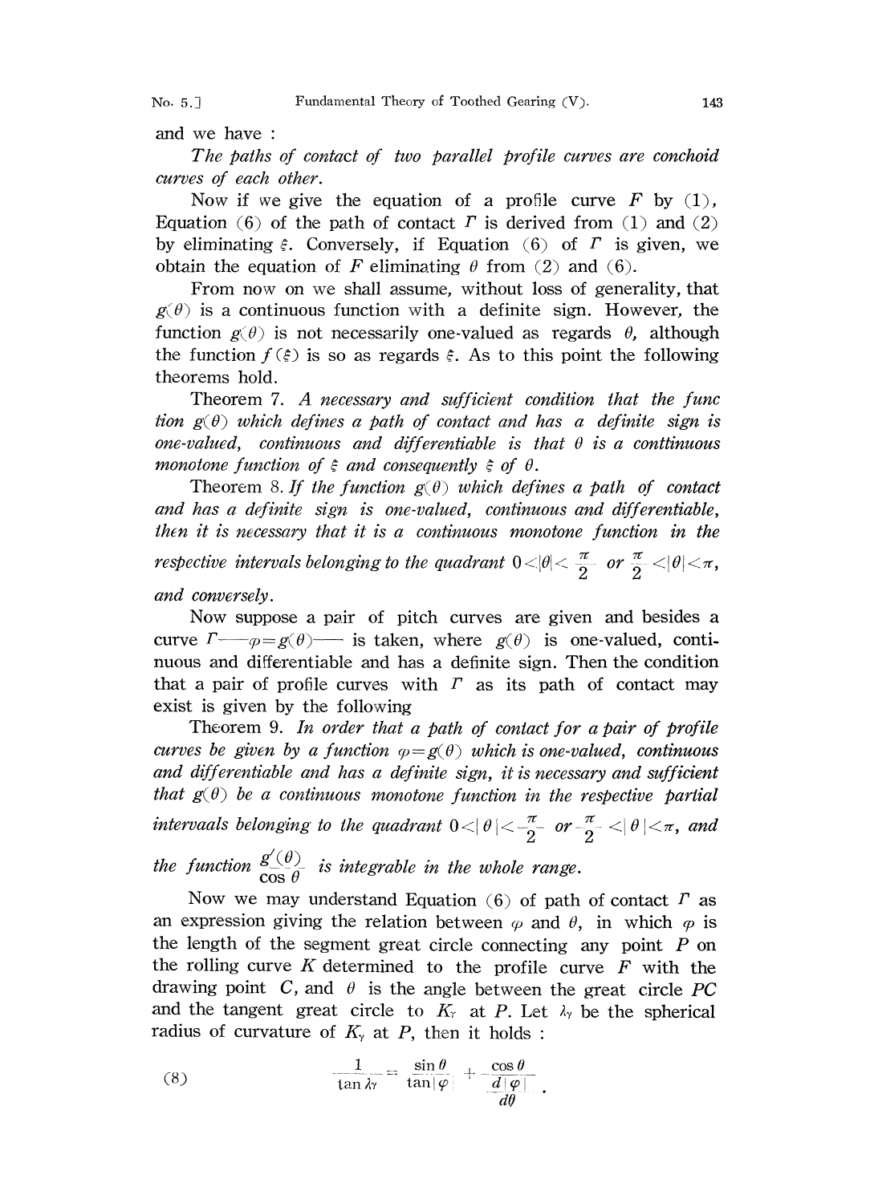and we have :

*The paths of contact of two parallel profile curves are conchoid curves of each other.*

Now if we give the equation of a profile curve $F$ by (1), Equation (6) of the path of contact $\Gamma$ is derived from (1) and (2) by eliminating $\xi$. Conversely, if Equation (6) of $\Gamma$ is given, we obtain the equation of $F$ eliminating $\theta$ from (2) and (6).

From now on we shall assume, without loss of generality, that $g(\theta)$ is a continuous function with a definite sign. However, the function $g(\theta)$ is not necessarily one-valued as regards $\theta$, although the function $f(\xi)$ is so as regards $\xi$. As to this point the following theorems hold.

Theorem 7. *A necessary and sufficient condition that the func tion $g(\theta)$ which defines a path of contact and has a definite sign is one-valued, continuous and differentiable is that $\theta$ is a conttinuous monotone function of $\xi$ and consequently $\xi$ of $\theta$.*

Theorem 8. *If the function $g(\theta)$ which defines a path of contact and has a definite sign is one-valued, continuous and differentiable, then it is necessary that it is a continuous monotone function in the respective intervals belonging to the quadrant $0<|\theta|<\frac{\pi}{2}$ or $\frac{\pi}{2}<|\theta|<\pi$, and conversely.*

Now suppose a pair of pitch curves are given and besides a curve $\Gamma$—$\varphi=g(\theta)$— is taken, where $g(\theta)$ is one-valued, continuous and differentiable and has a definite sign. Then the condition that a pair of profile curves with $\Gamma$ as its path of contact may exist is given by the following

Theorem 9. *In order that a path of contact for a pair of profile curves be given by a function $\varphi=g(\theta)$ which is one-valued, continuous and differentiable and has a definite sign, it is necessary and sufficient that $g(\theta)$ be a continuous monotone function in the respective partial intervaals belonging to the quadrant $0<|\theta|<\frac{\pi}{2}$ or $\frac{\pi}{2}<|\theta|<\pi$, and the function $\frac{g'(\theta)}{\cos\theta}$ is integrable in the whole range.*

Now we may understand Equation (6) of path of contact $\Gamma$ as an expression giving the relation between $\varphi$ and $\theta$, in which $\varphi$ is the length of the segment great circle connecting any point $P$ on the rolling curve $K$ determined to the profile curve $F$ with the drawing point $C$, and $\theta$ is the angle between the great circle $PC$ and the tangent great circle to $K_\gamma$ at $P$. Let $\lambda_\gamma$ be the spherical radius of curvature of $K_\gamma$ at $P$, then it holds :

$$\frac{1}{\tan\lambda_\gamma}=\frac{\sin\theta}{\tan|\varphi|}+\frac{\cos\theta}{\frac{d|\varphi|}{d\theta}}. \tag{8}$$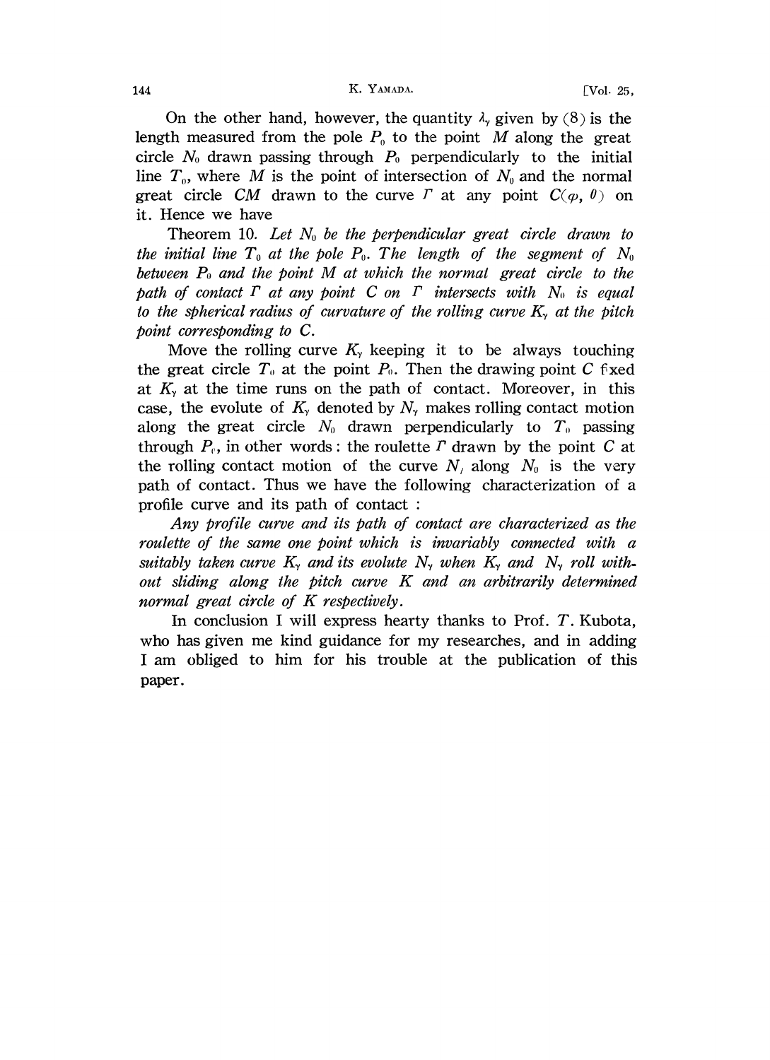On the other hand, however, the quantity $\lambda_\gamma$ given by (8) is the length measured from the pole $P_0$ to the point $M$ along the great circle $N_0$ drawn passing through $P_0$ perpendicularly to the initial line $T_0$, where $M$ is the point of intersection of $N_0$ and the normal great circle $CM$ drawn to the curve $\Gamma$ at any point $C(\varphi, \theta)$ on it. Hence we have

Theorem 10. *Let $N_0$ be the perpendicular great circle drawn to the initial line $T_0$ at the pole $P_0$. The length of the segment of $N_0$ between $P_0$ and the point $M$ at which the normal great circle to the path of contact $\Gamma$ at any point $C$ on $\Gamma$ intersects with $N_0$ is equal to the spherical radius of curvature of the rolling curve $K_\gamma$ at the pitch point corresponding to $C$.*

Move the rolling curve $K_\gamma$ keeping it to be always touching the great circle $T_0$ at the point $P_0$. Then the drawing point $C$ fixed at $K_\gamma$ at the time runs on the path of contact. Moreover, in this case, the evolute of $K_\gamma$ denoted by $N_\gamma$ makes rolling contact motion along the great circle $N_0$ drawn perpendicularly to $T_0$ passing through $P_0$, in other words: the roulette $\Gamma$ drawn by the point $C$ at the rolling contact motion of the curve $N_\gamma$ along $N_0$ is the very path of contact. Thus we have the following characterization of a profile curve and its path of contact:

*Any profile curve and its path of contact are characterized as the roulette of the same one point which is invariably connected with a suitably taken curve $K_\gamma$ and its evolute $N_\gamma$ when $K_\gamma$ and $N_\gamma$ roll without sliding along the pitch curve $K$ and an arbitrarily determined normal great circle of $K$ respectively.*

In conclusion I will express hearty thanks to Prof. T. Kubota, who has given me kind guidance for my researches, and in adding I am obliged to him for his trouble at the publication of this paper.